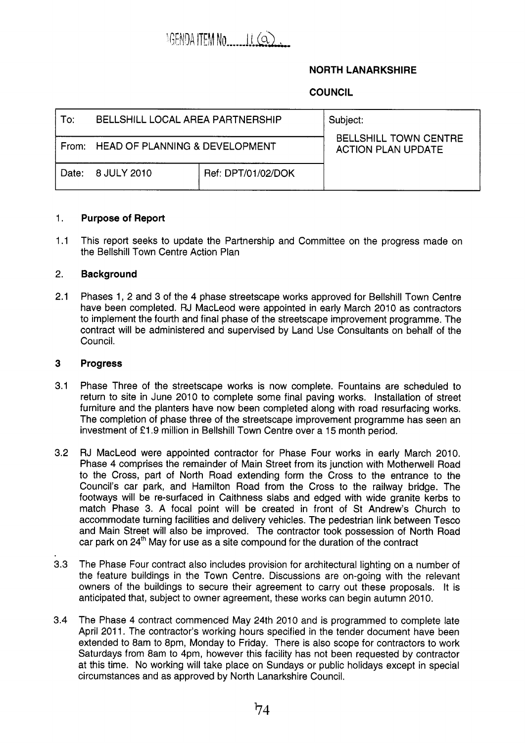AGENDA ITEM No. 11 (a)

**NORTH LANARKSHIRE**

**COUNCIL**

| To: BELLSHILL LOCAL AREA PARTNERSHIP | | Subject: BELLSHILL TOWN CENTRE ACTION PLAN UPDATE |
|---|---|---|
| From: HEAD OF PLANNING & DEVELOPMENT | | |
| Date: 8 JULY 2010 | Ref: DPT/01/02/DOK | |

## 1. Purpose of Report

1.1 This report seeks to update the Partnership and Committee on the progress made on the Bellshill Town Centre Action Plan

## 2. Background

2.1 Phases 1, 2 and 3 of the 4 phase streetscape works approved for Bellshill Town Centre have been completed. RJ MacLeod were appointed in early March 2010 as contractors to implement the fourth and final phase of the streetscape improvement programme. The contract will be administered and supervised by Land Use Consultants on behalf of the Council.

## 3 Progress

3.1 Phase Three of the streetscape works is now complete. Fountains are scheduled to return to site in June 2010 to complete some final paving works. Installation of street furniture and the planters have now been completed along with road resurfacing works. The completion of phase three of the streetscape improvement programme has seen an investment of £1.9 million in Bellshill Town Centre over a 15 month period.

3.2 RJ MacLeod were appointed contractor for Phase Four works in early March 2010. Phase 4 comprises the remainder of Main Street from its junction with Motherwell Road to the Cross, part of North Road extending form the Cross to the entrance to the Council's car park, and Hamilton Road from the Cross to the railway bridge. The footways will be re-surfaced in Caithness slabs and edged with wide granite kerbs to match Phase 3. A focal point will be created in front of St Andrew's Church to accommodate turning facilities and delivery vehicles. The pedestrian link between Tesco and Main Street will also be improved. The contractor took possession of North Road car park on 24th May for use as a site compound for the duration of the contract

3.3 The Phase Four contract also includes provision for architectural lighting on a number of the feature buildings in the Town Centre. Discussions are on-going with the relevant owners of the buildings to secure their agreement to carry out these proposals. It is anticipated that, subject to owner agreement, these works can begin autumn 2010.

3.4 The Phase 4 contract commenced May 24th 2010 and is programmed to complete late April 2011. The contractor's working hours specified in the tender document have been extended to 8am to 8pm, Monday to Friday. There is also scope for contractors to work Saturdays from 8am to 4pm, however this facility has not been requested by contractor at this time. No working will take place on Sundays or public holidays except in special circumstances and as approved by North Lanarkshire Council.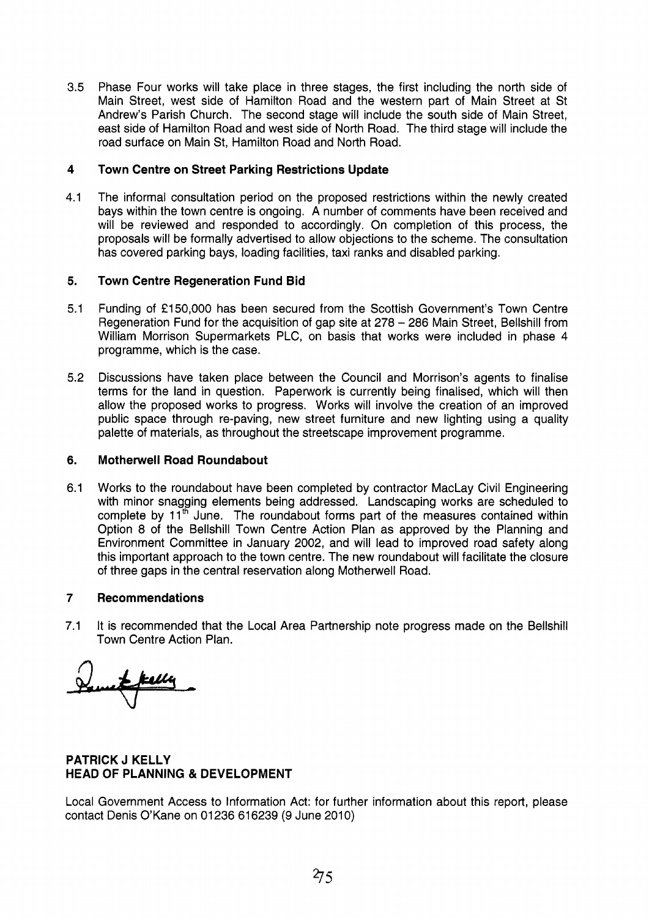3.5 Phase Four works will take place in three stages, the first including the north side of Main Street, west side of Hamilton Road and the western part of Main Street at St Andrew's Parish Church. The second stage will include the south side of Main Street, east side of Hamilton Road and west side of North Road. The third stage will include the road surface on Main St, Hamilton Road and North Road.

## 4 Town Centre on Street Parking Restrictions Update

4.1 The informal consultation period on the proposed restrictions within the newly created bays within the town centre is ongoing. A number of comments have been received and will be reviewed and responded to accordingly. On completion of this process, the proposals will be formally advertised to allow objections to the scheme. The consultation has covered parking bays, loading facilities, taxi ranks and disabled parking.

## 5. Town Centre Regeneration Fund Bid

5.1 Funding of £150,000 has been secured from the Scottish Government's Town Centre Regeneration Fund for the acquisition of gap site at 278 – 286 Main Street, Bellshill from William Morrison Supermarkets PLC, on basis that works were included in phase 4 programme, which is the case.

5.2 Discussions have taken place between the Council and Morrison's agents to finalise terms for the land in question. Paperwork is currently being finalised, which will then allow the proposed works to progress. Works will involve the creation of an improved public space through re-paving, new street furniture and new lighting using a quality palette of materials, as throughout the streetscape improvement programme.

## 6. Motherwell Road Roundabout

6.1 Works to the roundabout have been completed by contractor MacLay Civil Engineering with minor snagging elements being addressed. Landscaping works are scheduled to complete by 11th June. The roundabout forms part of the measures contained within Option 8 of the Bellshill Town Centre Action Plan as approved by the Planning and Environment Committee in January 2002, and will lead to improved road safety along this important approach to the town centre. The new roundabout will facilitate the closure of three gaps in the central reservation along Motherwell Road.

## 7 Recommendations

7.1 It is recommended that the Local Area Partnership note progress made on the Bellshill Town Centre Action Plan.

**PATRICK J KELLY**
**HEAD OF PLANNING & DEVELOPMENT**

Local Government Access to Information Act: for further information about this report, please contact Denis O'Kane on 01236 616239 (9 June 2010)